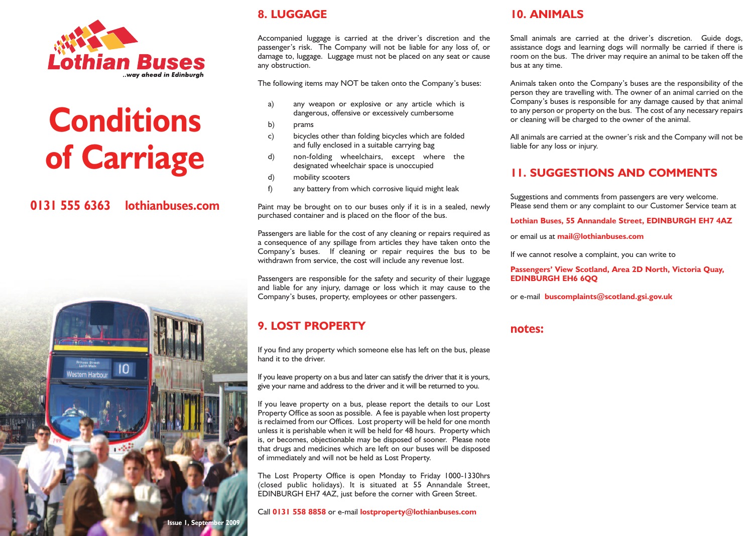Lothian Buses

..way ahead in Edinburgh

# Conditions of Carriage

**0131 555 6363 lothianbuses.com**

Issue 1, September 2009

## 8. LUGGAGE

Accompanied luggage is carried at the driver's discretion and the passenger's risk. The Company will not be liable for any loss of, or damage to, luggage. Luggage must not be placed on any seat or cause any obstruction.

The following items may NOT be taken onto the Company's buses:

a) any weapon or explosive or any article which is dangerous, offensive or excessively cumbersome

b) prams

c) bicycles other than folding bicycles which are folded and fully enclosed in a suitable carrying bag

d) non-folding wheelchairs, except where the designated wheelchair space is unoccupied

d) mobility scooters

f) any battery from which corrosive liquid might leak

Paint may be brought on to our buses only if it is in a sealed, newly purchased container and is placed on the floor of the bus.

Passengers are liable for the cost of any cleaning or repairs required as a consequence of any spillage from articles they have taken onto the Company's buses. If cleaning or repair requires the bus to be withdrawn from service, the cost will include any revenue lost.

Passengers are responsible for the safety and security of their luggage and liable for any injury, damage or loss which it may cause to the Company's buses, property, employees or other passengers.

## 9. LOST PROPERTY

If you find any property which someone else has left on the bus, please hand it to the driver.

If you leave property on a bus and later can satisfy the driver that it is yours, give your name and address to the driver and it will be returned to you.

If you leave property on a bus, please report the details to our Lost Property Office as soon as possible. A fee is payable when lost property is reclaimed from our Offices. Lost property will be held for one month unless it is perishable when it will be held for 48 hours. Property which is, or becomes, objectionable may be disposed of sooner. Please note that drugs and medicines which are left on our buses will be disposed of immediately and will not be held as Lost Property.

The Lost Property Office is open Monday to Friday 1000-1330hrs (closed public holidays). It is situated at 55 Annandale Street, EDINBURGH EH7 4AZ, just before the corner with Green Street.

Call **0131 558 8858** or e-mail **lostproperty@lothianbuses.com**

## 10. ANIMALS

Small animals are carried at the driver's discretion. Guide dogs, assistance dogs and learning dogs will normally be carried if there is room on the bus. The driver may require an animal to be taken off the bus at any time.

Animals taken onto the Company's buses are the responsibility of the person they are travelling with. The owner of an animal carried on the Company's buses is responsible for any damage caused by that animal to any person or property on the bus. The cost of any necessary repairs or cleaning will be charged to the owner of the animal.

All animals are carried at the owner's risk and the Company will not be liable for any loss or injury.

## 11. SUGGESTIONS AND COMMENTS

Suggestions and comments from passengers are very welcome. Please send them or any complaint to our Customer Service team at

**Lothian Buses, 55 Annandale Street, EDINBURGH EH7 4AZ**

or email us at **mail@lothianbuses.com**

If we cannot resolve a complaint, you can write to

**Passengers' View Scotland, Area 2D North, Victoria Quay, EDINBURGH EH6 6QQ**

or e-mail **buscomplaints@scotland.gsi.gov.uk**

## notes: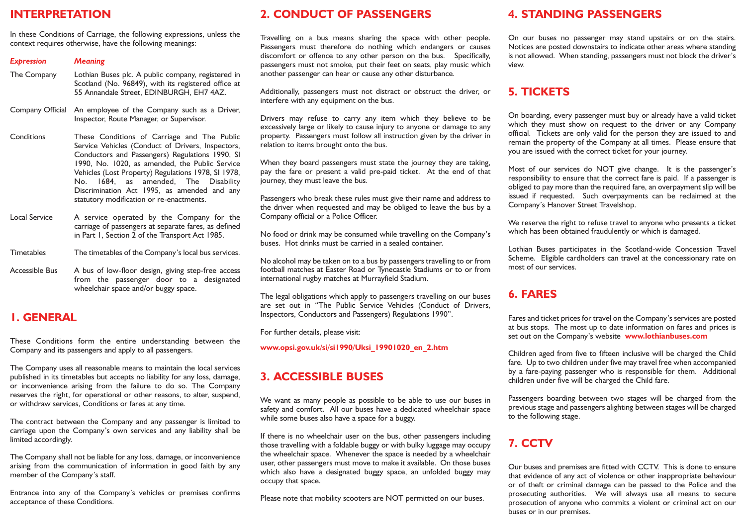## INTERPRETATION

In these Conditions of Carriage, the following expressions, unless the context requires otherwise, have the following meanings:

| *Expression* | *Meaning* |
|---|---|
| The Company | Lothian Buses plc. A public company, registered in Scotland (No. 96849), with its registered office at 55 Annandale Street, EDINBURGH, EH7 4AZ. |
| Company Official | An employee of the Company such as a Driver, Inspector, Route Manager, or Supervisor. |
| Conditions | These Conditions of Carriage and The Public Service Vehicles (Conduct of Drivers, Inspectors, Conductors and Passengers) Regulations 1990, SI 1990, No. 1020, as amended, the Public Service Vehicles (Lost Property) Regulations 1978, SI 1978, No. 1684, as amended, The Disability Discrimination Act 1995, as amended and any statutory modification or re-enactments. |
| Local Service | A service operated by the Company for the carriage of passengers at separate fares, as defined in Part 1, Section 2 of the Transport Act 1985. |
| Timetables | The timetables of the Company's local bus services. |
| Accessible Bus | A bus of low-floor design, giving step-free access from the passenger door to a designated wheelchair space and/or buggy space. |

## 1. GENERAL

These Conditions form the entire understanding between the Company and its passengers and apply to all passengers.

The Company uses all reasonable means to maintain the local services published in its timetables but accepts no liability for any loss, damage, or inconvenience arising from the failure to do so. The Company reserves the right, for operational or other reasons, to alter, suspend, or withdraw services, Conditions or fares at any time.

The contract between the Company and any passenger is limited to carriage upon the Company's own services and any liability shall be limited accordingly.

The Company shall not be liable for any loss, damage, or inconvenience arising from the communication of information in good faith by any member of the Company's staff.

Entrance into any of the Company's vehicles or premises confirms acceptance of these Conditions.

## 2. CONDUCT OF PASSENGERS

Travelling on a bus means sharing the space with other people. Passengers must therefore do nothing which endangers or causes discomfort or offence to any other person on the bus. Specifically, passengers must not smoke, put their feet on seats, play music which another passenger can hear or cause any other disturbance.

Additionally, passengers must not distract or obstruct the driver, or interfere with any equipment on the bus.

Drivers may refuse to carry any item which they believe to be excessively large or likely to cause injury to anyone or damage to any property. Passengers must follow all instruction given by the driver in relation to items brought onto the bus.

When they board passengers must state the journey they are taking, pay the fare or present a valid pre-paid ticket. At the end of that journey, they must leave the bus.

Passengers who break these rules must give their name and address to the driver when requested and may be obliged to leave the bus by a Company official or a Police Officer.

No food or drink may be consumed while travelling on the Company's buses. Hot drinks must be carried in a sealed container.

No alcohol may be taken on to a bus by passengers travelling to or from football matches at Easter Road or Tynecastle Stadiums or to or from international rugby matches at Murrayfield Stadium.

The legal obligations which apply to passengers travelling on our buses are set out in "The Public Service Vehicles (Conduct of Drivers, Inspectors, Conductors and Passengers) Regulations 1990".

For further details, please visit:

**www.opsi.gov.uk/si/si1990/Uksi_19901020_en_2.htm**

## 3. ACCESSIBLE BUSES

We want as many people as possible to be able to use our buses in safety and comfort. All our buses have a dedicated wheelchair space while some buses also have a space for a buggy.

If there is no wheelchair user on the bus, other passengers including those travelling with a foldable buggy or with bulky luggage may occupy the wheelchair space. Whenever the space is needed by a wheelchair user, other passengers must move to make it available. On those buses which also have a designated buggy space, an unfolded buggy may occupy that space.

Please note that mobility scooters are NOT permitted on our buses.

## 4. STANDING PASSENGERS

On our buses no passenger may stand upstairs or on the stairs. Notices are posted downstairs to indicate other areas where standing is not allowed. When standing, passengers must not block the driver's view.

## 5. TICKETS

On boarding, every passenger must buy or already have a valid ticket which they must show on request to the driver or any Company official. Tickets are only valid for the person they are issued to and remain the property of the Company at all times. Please ensure that you are issued with the correct ticket for your journey.

Most of our services do NOT give change. It is the passenger's responsibility to ensure that the correct fare is paid. If a passenger is obliged to pay more than the required fare, an overpayment slip will be issued if requested. Such overpayments can be reclaimed at the Company's Hanover Street Travelshop.

We reserve the right to refuse travel to anyone who presents a ticket which has been obtained fraudulently or which is damaged.

Lothian Buses participates in the Scotland-wide Concession Travel Scheme. Eligible cardholders can travel at the concessionary rate on most of our services.

## 6. FARES

Fares and ticket prices for travel on the Company's services are posted at bus stops. The most up to date information on fares and prices is set out on the Company's website **www.lothianbuses.com**

Children aged from five to fifteen inclusive will be charged the Child fare. Up to two children under five may travel free when accompanied by a fare-paying passenger who is responsible for them. Additional children under five will be charged the Child fare.

Passengers boarding between two stages will be charged from the previous stage and passengers alighting between stages will be charged to the following stage.

## 7. CCTV

Our buses and premises are fitted with CCTV. This is done to ensure that evidence of any act of violence or other inappropriate behaviour or of theft or criminal damage can be passed to the Police and the prosecuting authorities. We will always use all means to secure prosecution of anyone who commits a violent or criminal act on our buses or in our premises.